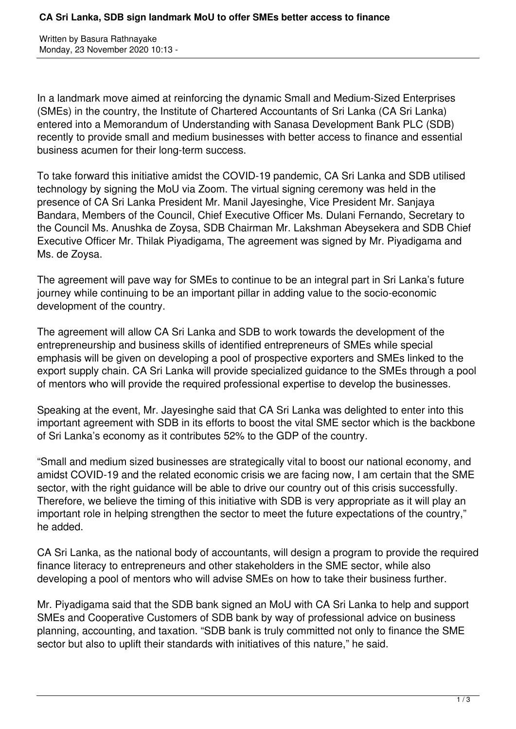# CA Sri Lanka, SDB sign landmark MoU to offer SMEs better access to finance

Written by Basura Rathnayake
Monday, 23 November 2020 10:13 -

In a landmark move aimed at reinforcing the dynamic Small and Medium-Sized Enterprises (SMEs) in the country, the Institute of Chartered Accountants of Sri Lanka (CA Sri Lanka) entered into a Memorandum of Understanding with Sanasa Development Bank PLC (SDB) recently to provide small and medium businesses with better access to finance and essential business acumen for their long-term success.

To take forward this initiative amidst the COVID-19 pandemic, CA Sri Lanka and SDB utilised technology by signing the MoU via Zoom. The virtual signing ceremony was held in the presence of CA Sri Lanka President Mr. Manil Jayesinghe, Vice President Mr. Sanjaya Bandara, Members of the Council, Chief Executive Officer Ms. Dulani Fernando, Secretary to the Council Ms. Anushka de Zoysa, SDB Chairman Mr. Lakshman Abeysekera and SDB Chief Executive Officer Mr. Thilak Piyadigama, The agreement was signed by Mr. Piyadigama and Ms. de Zoysa.

The agreement will pave way for SMEs to continue to be an integral part in Sri Lanka's future journey while continuing to be an important pillar in adding value to the socio-economic development of the country.

The agreement will allow CA Sri Lanka and SDB to work towards the development of the entrepreneurship and business skills of identified entrepreneurs of SMEs while special emphasis will be given on developing a pool of prospective exporters and SMEs linked to the export supply chain. CA Sri Lanka will provide specialized guidance to the SMEs through a pool of mentors who will provide the required professional expertise to develop the businesses.

Speaking at the event, Mr. Jayesinghe said that CA Sri Lanka was delighted to enter into this important agreement with SDB in its efforts to boost the vital SME sector which is the backbone of Sri Lanka's economy as it contributes 52% to the GDP of the country.

"Small and medium sized businesses are strategically vital to boost our national economy, and amidst COVID-19 and the related economic crisis we are facing now, I am certain that the SME sector, with the right guidance will be able to drive our country out of this crisis successfully. Therefore, we believe the timing of this initiative with SDB is very appropriate as it will play an important role in helping strengthen the sector to meet the future expectations of the country," he added.

CA Sri Lanka, as the national body of accountants, will design a program to provide the required finance literacy to entrepreneurs and other stakeholders in the SME sector, while also developing a pool of mentors who will advise SMEs on how to take their business further.

Mr. Piyadigama said that the SDB bank signed an MoU with CA Sri Lanka to help and support SMEs and Cooperative Customers of SDB bank by way of professional advice on business planning, accounting, and taxation. "SDB bank is truly committed not only to finance the SME sector but also to uplift their standards with initiatives of this nature," he said.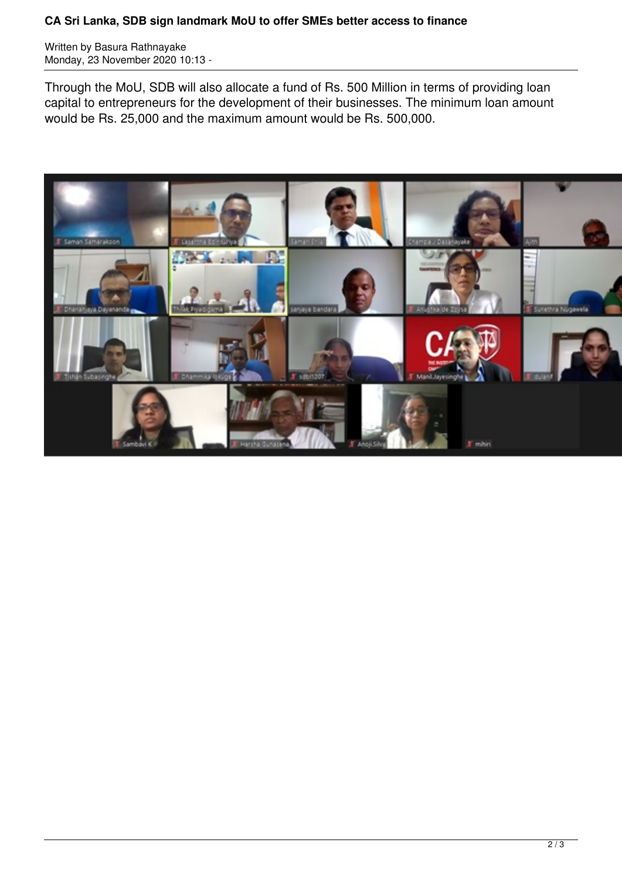Through the MoU, SDB will also allocate a fund of Rs. 500 Million in terms of providing loan capital to entrepreneurs for the development of their businesses. The minimum loan amount would be Rs. 25,000 and the maximum amount would be Rs. 500,000.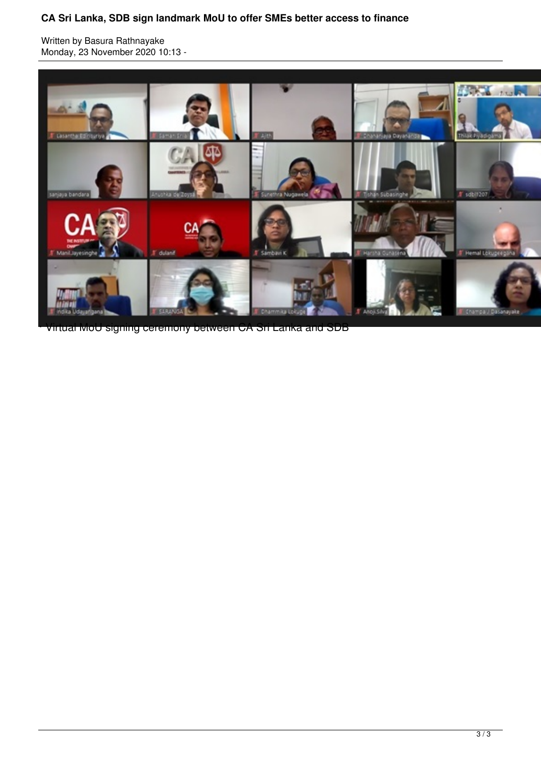- Virtual MoU signing ceremony between CA Sri Lanka and SDB